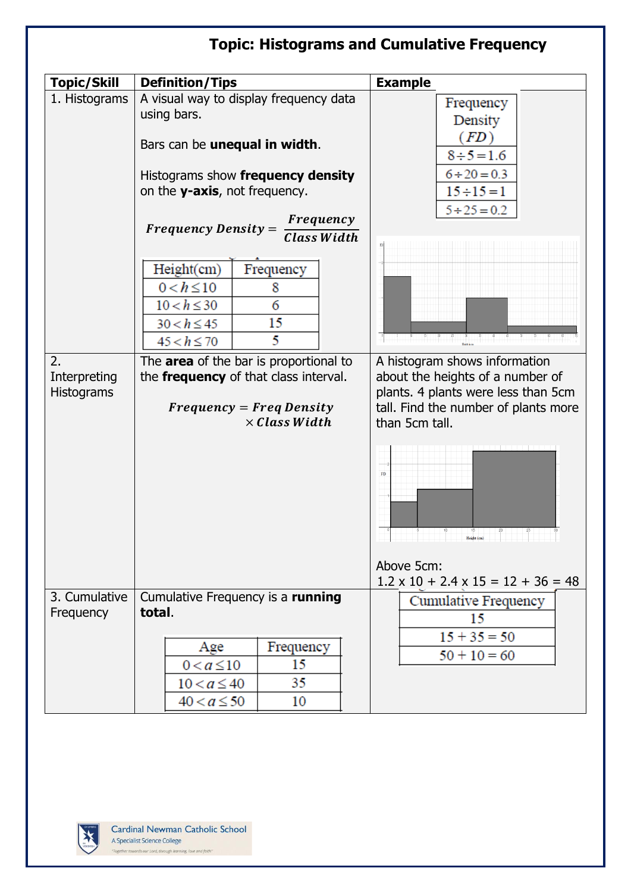# Topic: Histograms and Cumulative Frequency

| Topic/Skill | Definition/Tips | Example |
|---|---|---|
| 1. Histograms | A visual way to display frequency data using bars.<br><br>Bars can be **unequal in width**.<br><br>Histograms show **frequency density** on the **y-axis**, not frequency.<br><br>$\textbf{Frequency Density} = \dfrac{\textbf{Frequency}}{\textbf{Class Width}}$<br><br>Height(cm) / Frequency:<br>$0 < h \leq 10$ : 8<br>$10 < h \leq 30$ : 6<br>$30 < h \leq 45$ : 15<br>$45 < h \leq 70$ : 5 | Frequency Density ($FD$):<br>$8 \div 5 = 1.6$<br>$6 \div 20 = 0.3$<br>$15 \div 15 = 1$<br>$5 \div 25 = 0.2$ |
| 2. Interpreting Histograms | The **area** of the bar is proportional to the **frequency** of that class interval.<br><br>$\textbf{Frequency} = \textbf{Freq Density} \times \textbf{Class Width}$ | A histogram shows information about the heights of a number of plants. 4 plants were less than 5cm tall. Find the number of plants more than 5cm tall.<br><br>Above 5cm:<br>1.2 x 10 + 2.4 x 15 = 12 + 36 = 48 |
| 3. Cumulative Frequency | Cumulative Frequency is a **running total**.<br><br>Age / Frequency:<br>$0 < a \leq 10$ : 15<br>$10 < a \leq 40$ : 35<br>$40 < a \leq 50$ : 10 | Cumulative Frequency:<br>15<br>$15 + 35 = 50$<br>$50 + 10 = 60$ |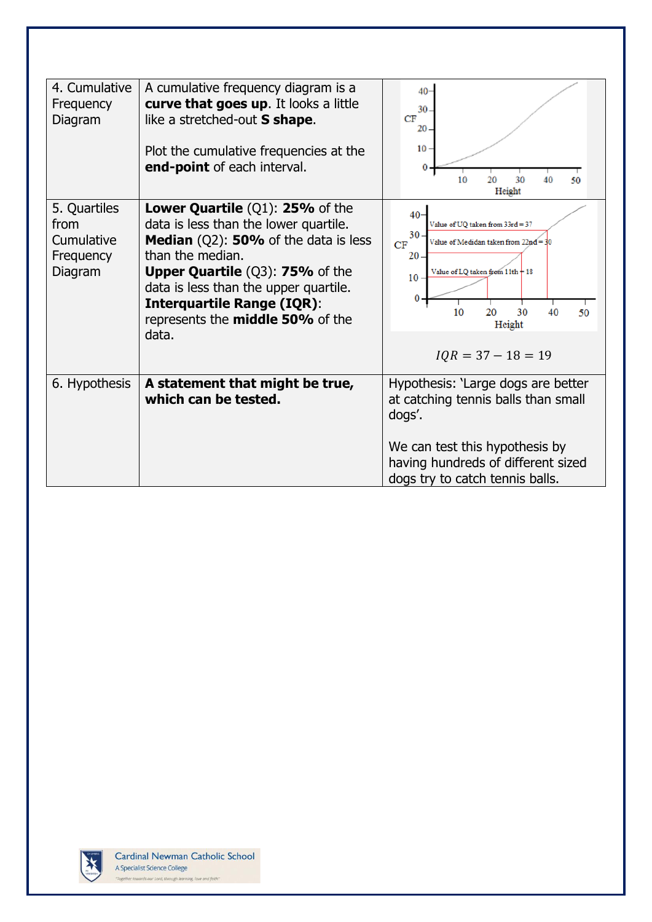| | | |
|---|---|---|
| 4. Cumulative Frequency Diagram | A cumulative frequency diagram is a **curve that goes up**. It looks a little like a stretched-out **S shape**.<br><br>Plot the cumulative frequencies at the **end-point** of each interval. | CF<br>40<br>30<br>20<br>10<br>0<br>10 20 30 40 50<br>Height |
| 5. Quartiles from Cumulative Frequency Diagram | **Lower Quartile** (Q1): **25%** of the data is less than the lower quartile.<br>**Median** (Q2): **50%** of the data is less than the median.<br>**Upper Quartile** (Q3): **75%** of the data is less than the upper quartile.<br>**Interquartile Range (IQR)**: represents the **middle 50%** of the data. | CF<br>40<br>30<br>20<br>10<br>0<br>Value of UQ taken from 33rd = 37<br>Value of Medidan taken from 22nd = 30<br>Value of LQ taken from 11th = 18<br>10 20 30 40 50<br>Height<br><br>$IQR = 37 - 18 = 19$ |
| 6. Hypothesis | **A statement that might be true, which can be tested.** | Hypothesis: 'Large dogs are better at catching tennis balls than small dogs'.<br><br>We can test this hypothesis by having hundreds of different sized dogs try to catch tennis balls. |

Cardinal Newman Catholic School
A Specialist Science College